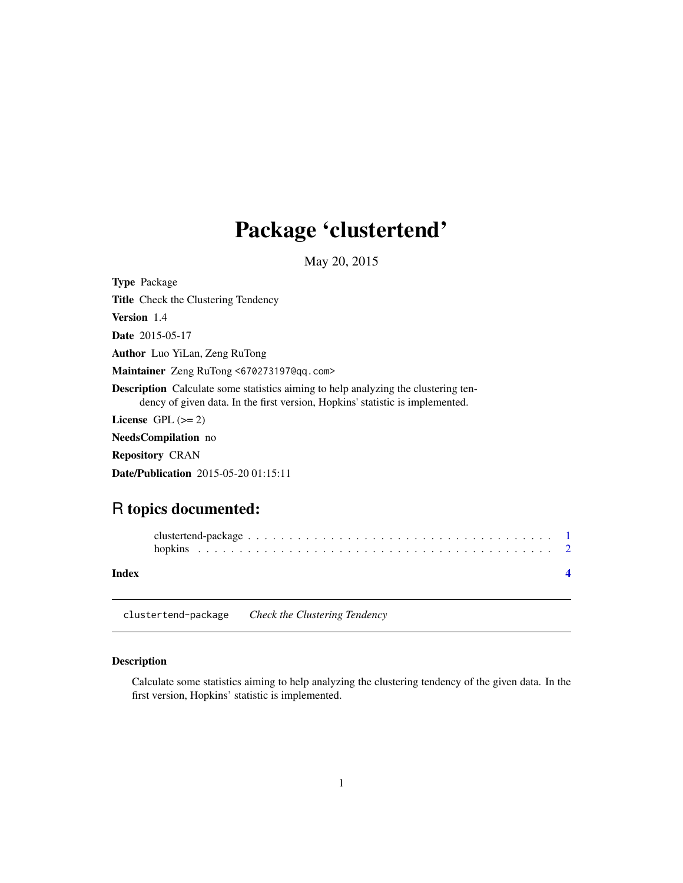# Package 'clustertend'

May 20, 2015

**Type** Package

**Title** Check the Clustering Tendency

**Version** 1.4

**Date** 2015-05-17

**Author** Luo YiLan, Zeng RuTong

**Maintainer** Zeng RuTong <670273197@qq.com>

**Description** Calculate some statistics aiming to help analyzing the clustering tendency of given data. In the first version, Hopkins' statistic is implemented.

**License** GPL (>= 2)

**NeedsCompilation** no

**Repository** CRAN

**Date/Publication** 2015-05-20 01:15:11

## R topics documented:

clustertend-package . . . . . . . . . . . . . . . . . . . . . . . . . . . . . . . . . . . . . 1
hopkins . . . . . . . . . . . . . . . . . . . . . . . . . . . . . . . . . . . . . . . . . . . . 2

**Index** **4**

---

clustertend-package *Check the Clustering Tendency*

---

### Description

Calculate some statistics aiming to help analyzing the clustering tendency of the given data. In the first version, Hopkins' statistic is implemented.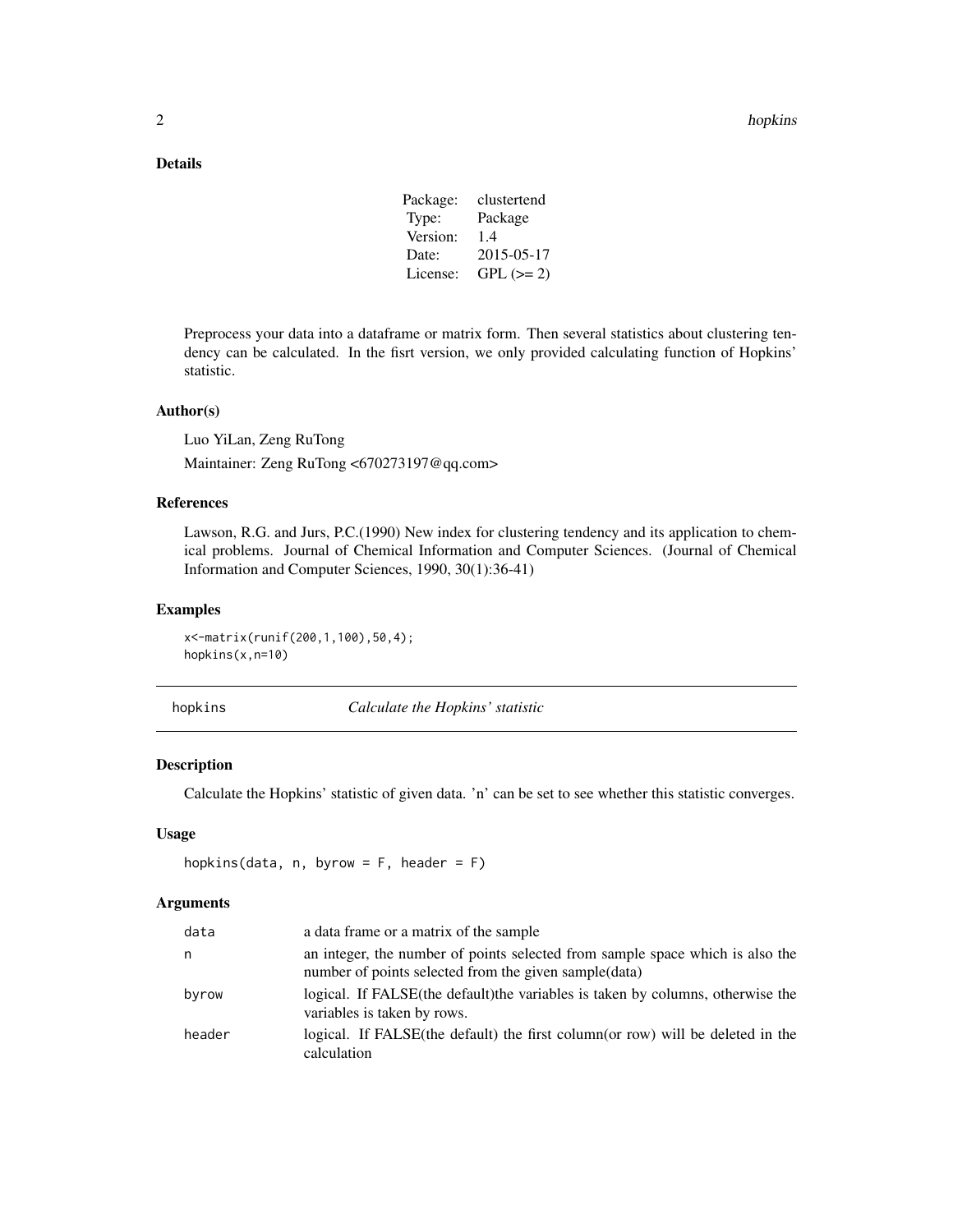## Details

| | |
|---|---|
| Package: | clustertend |
| Type: | Package |
| Version: | 1.4 |
| Date: | 2015-05-17 |
| License: | GPL (>= 2) |

Preprocess your data into a dataframe or matrix form. Then several statistics about clustering tendency can be calculated. In the fisrt version, we only provided calculating function of Hopkins' statistic.

## Author(s)

Luo YiLan, Zeng RuTong

Maintainer: Zeng RuTong <670273197@qq.com>

## References

Lawson, R.G. and Jurs, P.C.(1990) New index for clustering tendency and its application to chemical problems. Journal of Chemical Information and Computer Sciences. (Journal of Chemical Information and Computer Sciences, 1990, 30(1):36-41)

## Examples

```
x<-matrix(runif(200,1,100),50,4);
hopkins(x,n=10)
```

---

# hopkins — *Calculate the Hopkins' statistic*

## Description

Calculate the Hopkins' statistic of given data. 'n' can be set to see whether this statistic converges.

## Usage

```
hopkins(data, n, byrow = F, header = F)
```

## Arguments

| | |
|---|---|
| `data` | a data frame or a matrix of the sample |
| `n` | an integer, the number of points selected from sample space which is also the number of points selected from the given sample(data) |
| `byrow` | logical. If FALSE(the default)the variables is taken by columns, otherwise the variables is taken by rows. |
| `header` | logical. If FALSE(the default) the first column(or row) will be deleted in the calculation |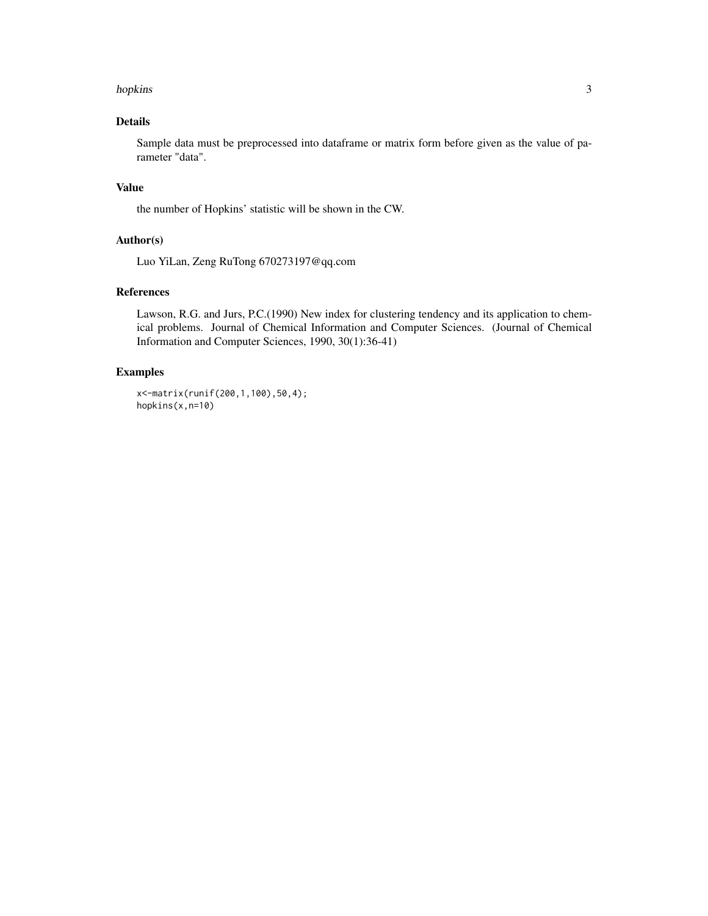## Details

Sample data must be preprocessed into dataframe or matrix form before given as the value of parameter "data".

## Value

the number of Hopkins' statistic will be shown in the CW.

## Author(s)

Luo YiLan, Zeng RuTong 670273197@qq.com

## References

Lawson, R.G. and Jurs, P.C.(1990) New index for clustering tendency and its application to chemical problems. Journal of Chemical Information and Computer Sciences. (Journal of Chemical Information and Computer Sciences, 1990, 30(1):36-41)

## Examples

```
x<-matrix(runif(200,1,100),50,4);
hopkins(x,n=10)
```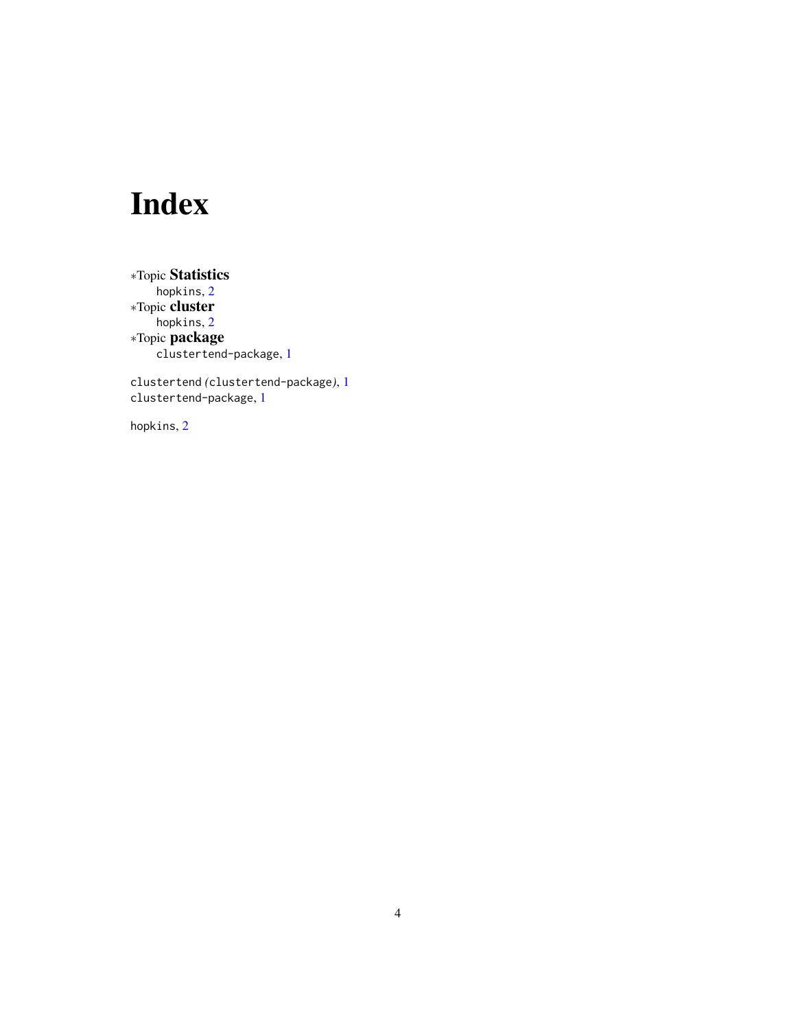# Index

∗Topic **Statistics**
  hopkins, 2
∗Topic **cluster**
  hopkins, 2
∗Topic **package**
  clustertend-package, 1

clustertend *(*clustertend-package*)*, 1
clustertend-package, 1

hopkins, 2